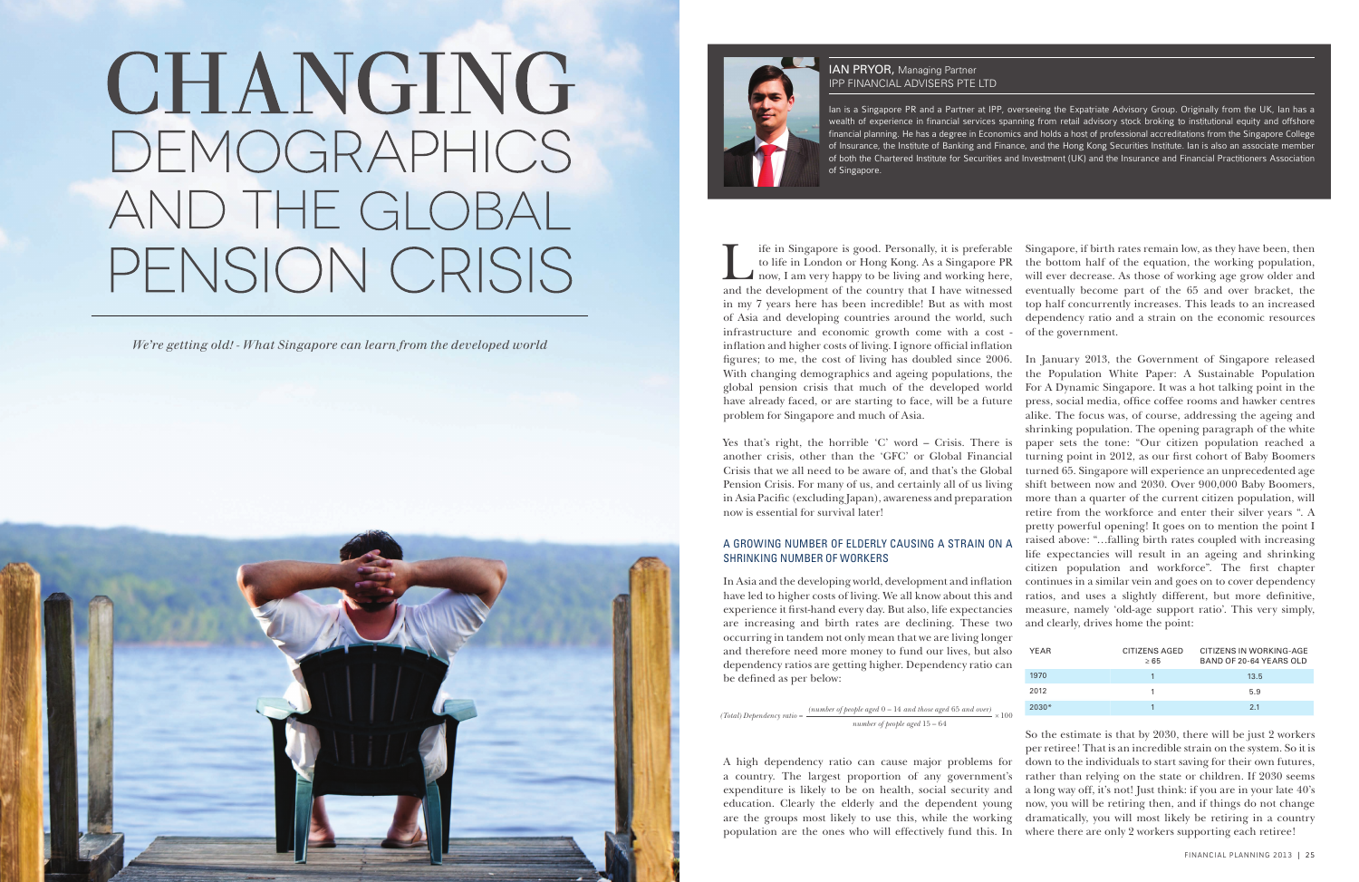# CHANGING DEMOGRAPHICS AND THE GLOBAL PENSION CRISIS

*We're getting old! - What Singapore can learn from the developed world*

**IAN PRYOR,** Managing Partner
IPP FINANCIAL ADVISERS PTE LTD

Ian is a Singapore PR and a Partner at IPP, overseeing the Expatriate Advisory Group. Originally from the UK, Ian has a wealth of experience in financial services spanning from retail advisory stock broking to institutional equity and offshore financial planning. He has a degree in Economics and holds a host of professional accreditations from the Singapore College of Insurance, the Institute of Banking and Finance, and the Hong Kong Securities Institute. Ian is also an associate member of both the Chartered Institute for Securities and Investment (UK) and the Insurance and Financial Practitioners Association of Singapore.

Life in Singapore is good. Personally, it is preferable to life in London or Hong Kong. As a Singapore PR now, I am very happy to be living and working here, and the development of the country that I have witnessed in my 7 years here has been incredible! But as with most of Asia and developing countries around the world, such infrastructure and economic growth come with a cost - inflation and higher costs of living. I ignore official inflation figures; to me, the cost of living has doubled since 2006. With changing demographics and ageing populations, the global pension crisis that much of the developed world have already faced, or are starting to face, will be a future problem for Singapore and much of Asia.

Yes that's right, the horrible 'C' word – Crisis. There is another crisis, other than the 'GFC' or Global Financial Crisis that we all need to be aware of, and that's the Global Pension Crisis. For many of us, and certainly all of us living in Asia Pacific (excluding Japan), awareness and preparation now is essential for survival later!

## A GROWING NUMBER OF ELDERLY CAUSING A STRAIN ON A SHRINKING NUMBER OF WORKERS

In Asia and the developing world, development and inflation have led to higher costs of living. We all know about this and experience it first-hand every day. But also, life expectancies are increasing and birth rates are declining. These two occurring in tandem not only mean that we are living longer and therefore need more money to fund our lives, but also dependency ratios are getting higher. Dependency ratio can be defined as per below:

$$(Total)\ Dependency\ ratio = \frac{(number\ of\ people\ aged\ 0-14\ and\ those\ aged\ 65\ and\ over)}{number\ of\ people\ aged\ 15-64} \times 100$$

A high dependency ratio can cause major problems for a country. The largest proportion of any government's expenditure is likely to be on health, social security and education. Clearly the elderly and the dependent young are the groups most likely to use this, while the working population are the ones who will effectively fund this. In Singapore, if birth rates remain low, as they have been, then the bottom half of the equation, the working population, will ever decrease. As those of working age grow older and eventually become part of the 65 and over bracket, the top half concurrently increases. This leads to an increased dependency ratio and a strain on the economic resources of the government.

In January 2013, the Government of Singapore released the Population White Paper: A Sustainable Population For A Dynamic Singapore. It was a hot talking point in the press, social media, office coffee rooms and hawker centres alike. The focus was, of course, addressing the ageing and shrinking population. The opening paragraph of the white paper sets the tone: "Our citizen population reached a turning point in 2012, as our first cohort of Baby Boomers turned 65. Singapore will experience an unprecedented age shift between now and 2030. Over 900,000 Baby Boomers, more than a quarter of the current citizen population, will retire from the workforce and enter their silver years ". A pretty powerful opening! It goes on to mention the point I raised above: "…falling birth rates coupled with increasing life expectancies will result in an ageing and shrinking citizen population and workforce". The first chapter continues in a similar vein and goes on to cover dependency ratios, and uses a slightly different, but more definitive, measure, namely 'old-age support ratio'. This very simply, and clearly, drives home the point:

| YEAR | CITIZENS AGED ≥ 65 | CITIZENS IN WORKING-AGE BAND OF 20-64 YEARS OLD |
|---|---|---|
| 1970 | 1 | 13.5 |
| 2012 | 1 | 5.9 |
| 2030* | 1 | 2.1 |

So the estimate is that by 2030, there will be just 2 workers per retiree! That is an incredible strain on the system. So it is down to the individuals to start saving for their own futures, rather than relying on the state or children. If 2030 seems a long way off, it's not! Just think: if you are in your late 40's now, you will be retiring then, and if things do not change dramatically, you will most likely be retiring in a country where there are only 2 workers supporting each retiree!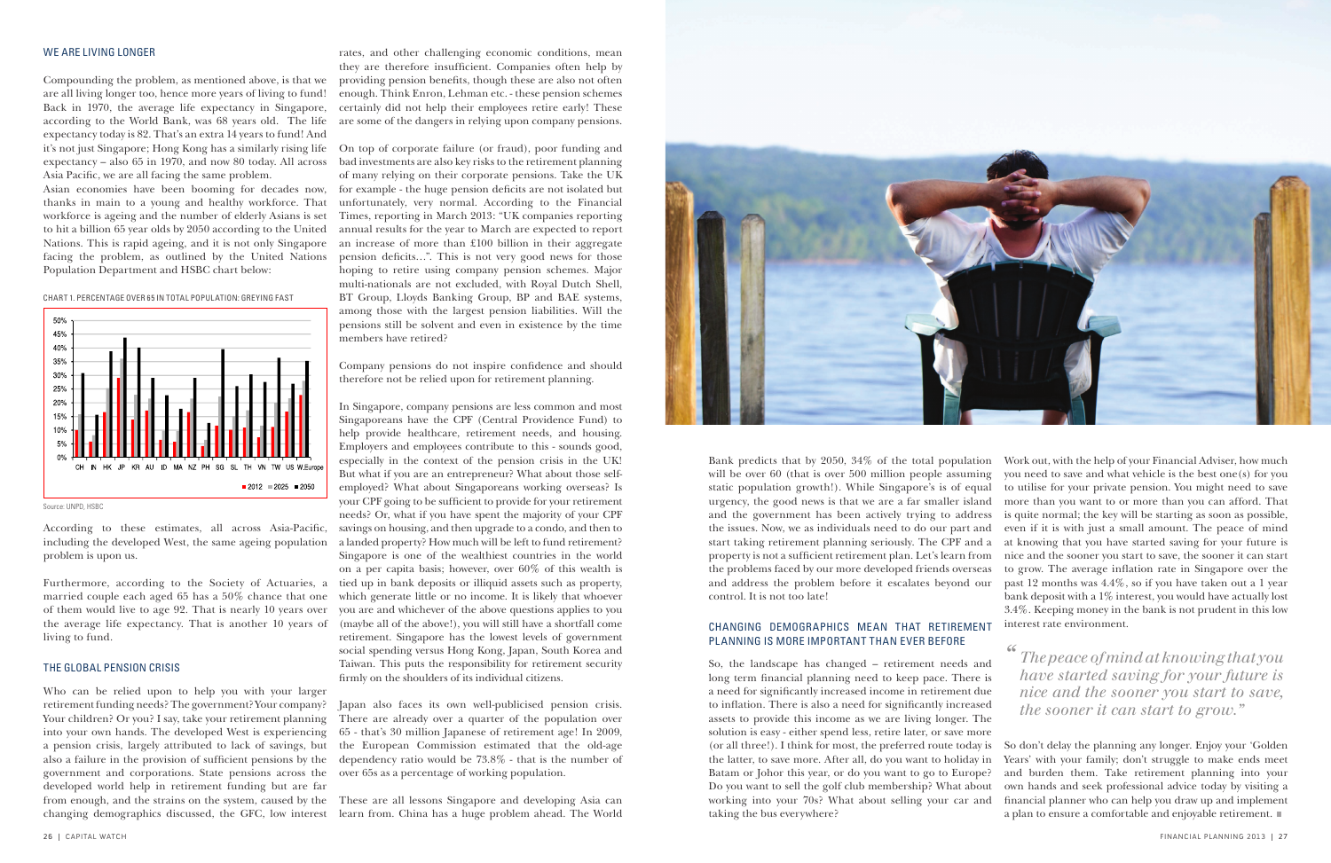## WE ARE LIVING LONGER

Compounding the problem, as mentioned above, is that we are all living longer too, hence more years of living to fund! Back in 1970, the average life expectancy in Singapore, according to the World Bank, was 68 years old. The life expectancy today is 82. That's an extra 14 years to fund! And it's not just Singapore; Hong Kong has a similarly rising life expectancy – also 65 in 1970, and now 80 today. All across Asia Pacific, we are all facing the same problem.

Asian economies have been booming for decades now, thanks in main to a young and healthy workforce. That workforce is ageing and the number of elderly Asians is set to hit a billion 65 year olds by 2050 according to the United Nations. This is rapid ageing, and it is not only Singapore facing the problem, as outlined by the United Nations Population Department and HSBC chart below:

CHART 1. PERCENTAGE OVER 65 IN TOTAL POPULATION: GREYING FAST

50%
45%
40%
35%
30%
25%
20%
15%
10%
5%
0%

CH IN HK JP KR AU ID MA NZ PH SG SL TH VN TW US W.Europe

2012 2025 2050

Source: UNPD, HSBC

According to these estimates, all across Asia-Pacific, including the developed West, the same ageing population problem is upon us.

Furthermore, according to the Society of Actuaries, a married couple each aged 65 has a 50% chance that one of them would live to age 92. That is nearly 10 years over the average life expectancy. That is another 10 years of living to fund.

## THE GLOBAL PENSION CRISIS

Who can be relied upon to help you with your larger retirement funding needs? The government? Your company? Your children? Or you? I say, take your retirement planning into your own hands. The developed West is experiencing a pension crisis, largely attributed to lack of savings, but also a failure in the provision of sufficient pensions by the government and corporations. State pensions across the developed world help in retirement funding but are far from enough, and the strains on the system, caused by the changing demographics discussed, the GFC, low interest rates, and other challenging economic conditions, mean they are therefore insufficient. Companies often help by providing pension benefits, though these are also not often enough. Think Enron, Lehman etc. - these pension schemes certainly did not help their employees retire early! These are some of the dangers in relying upon company pensions.

On top of corporate failure (or fraud), poor funding and bad investments are also key risks to the retirement planning of many relying on their corporate pensions. Take the UK for example - the huge pension deficits are not isolated but unfortunately, very normal. According to the Financial Times, reporting in March 2013: "UK companies reporting annual results for the year to March are expected to report an increase of more than £100 billion in their aggregate pension deficits…". This is not very good news for those hoping to retire using company pension schemes. Major multi-nationals are not excluded, with Royal Dutch Shell, BT Group, Lloyds Banking Group, BP and BAE systems, among those with the largest pension liabilities. Will the pensions still be solvent and even in existence by the time members have retired?

Company pensions do not inspire confidence and should therefore not be relied upon for retirement planning.

In Singapore, company pensions are less common and most Singaporeans have the CPF (Central Providence Fund) to help provide healthcare, retirement needs, and housing. Employers and employees contribute to this - sounds good, especially in the context of the pension crisis in the UK! But what if you are an entrepreneur? What about those self-employed? What about Singaporeans working overseas? Is your CPF going to be sufficient to provide for your retirement needs? Or, what if you have spent the majority of your CPF savings on housing, and then upgrade to a condo, and then to a landed property? How much will be left to fund retirement? Singapore is one of the wealthiest countries in the world on a per capita basis; however, over 60% of this wealth is tied up in bank deposits or illiquid assets such as property, which generate little or no income. It is likely that whoever you are and whichever of the above questions applies to you (maybe all of the above!), you will still have a shortfall come retirement. Singapore has the lowest levels of government social spending versus Hong Kong, Japan, South Korea and Taiwan. This puts the responsibility for retirement security firmly on the shoulders of its individual citizens.

Japan also faces its own well-publicised pension crisis. There are already over a quarter of the population over 65 - that's 30 million Japanese of retirement age! In 2009, the European Commission estimated that the old-age dependency ratio would be 73.8% - that is the number of over 65s as a percentage of working population.

These are all lessons Singapore and developing Asia can learn from. China has a huge problem ahead. The World Bank predicts that by 2050, 34% of the total population will be over 60 (that is over 500 million people assuming static population growth!). While Singapore's is of equal urgency, the good news is that we are a far smaller island and the government has been actively trying to address the issues. Now, we as individuals need to do our part and start taking retirement planning seriously. The CPF and a property is not a sufficient retirement plan. Let's learn from the problems faced by our more developed friends overseas and address the problem before it escalates beyond our control. It is not too late!

## CHANGING DEMOGRAPHICS MEAN THAT RETIREMENT PLANNING IS MORE IMPORTANT THAN EVER BEFORE

So, the landscape has changed – retirement needs and long term financial planning need to keep pace. There is a need for significantly increased income in retirement due to inflation. There is also a need for significantly increased assets to provide this income as we are living longer. The solution is easy - either spend less, retire later, or save more (or all three!). I think for most, the preferred route today is the latter, to save more. After all, do you want to holiday in Batam or Johor this year, or do you want to go to Europe? Do you want to sell the golf club membership? What about working into your 70s? What about selling your car and taking the bus everywhere?

Work out, with the help of your Financial Adviser, how much you need to save and what vehicle is the best one(s) for you to utilise for your private pension. You might need to save more than you want to or more than you can afford. That is quite normal; the key will be starting as soon as possible, even if it is with just a small amount. The peace of mind at knowing that you have started saving for your future is nice and the sooner you start to save, the sooner it can start to grow. The average inflation rate in Singapore over the past 12 months was 4.4%, so if you have taken out a 1 year bank deposit with a 1% interest, you would have actually lost 3.4%. Keeping money in the bank is not prudent in this low interest rate environment.

> *"The peace of mind at knowing that you have started saving for your future is nice and the sooner you start to save, the sooner it can start to grow."*

So don't delay the planning any longer. Enjoy your 'Golden Years' with your family; don't struggle to make ends meet and burden them. Take retirement planning into your own hands and seek professional advice today by visiting a financial planner who can help you draw up and implement a plan to ensure a comfortable and enjoyable retirement.